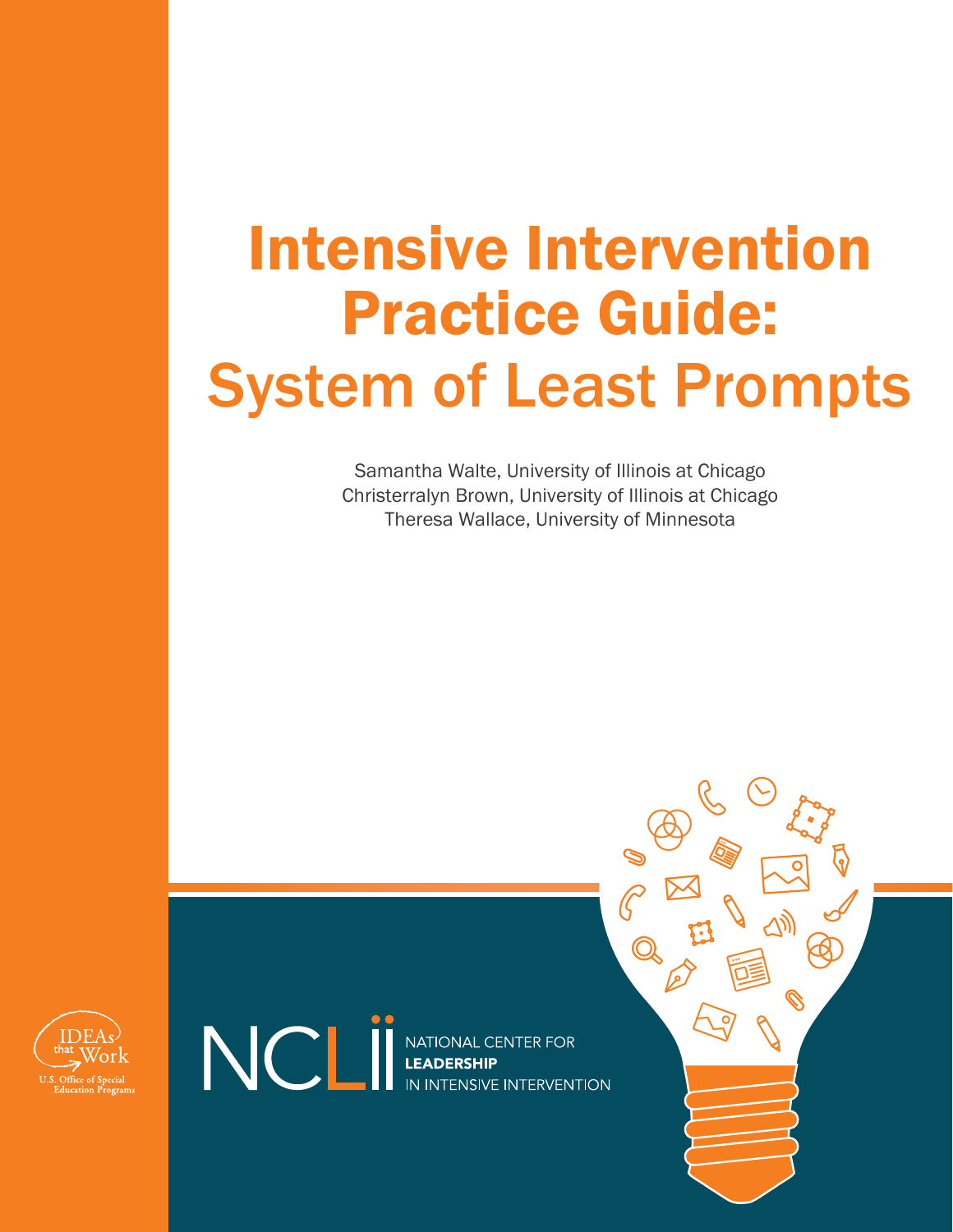# Intensive Intervention Practice Guide: System of Least Prompts

Samantha Walte, University of Illinois at Chicago
Christerralyn Brown, University of Illinois at Chicago
Theresa Wallace, University of Minnesota

IDEAs that Work
U.S. Office of Special Education Programs

NCLII NATIONAL CENTER FOR **LEADERSHIP** IN INTENSIVE INTERVENTION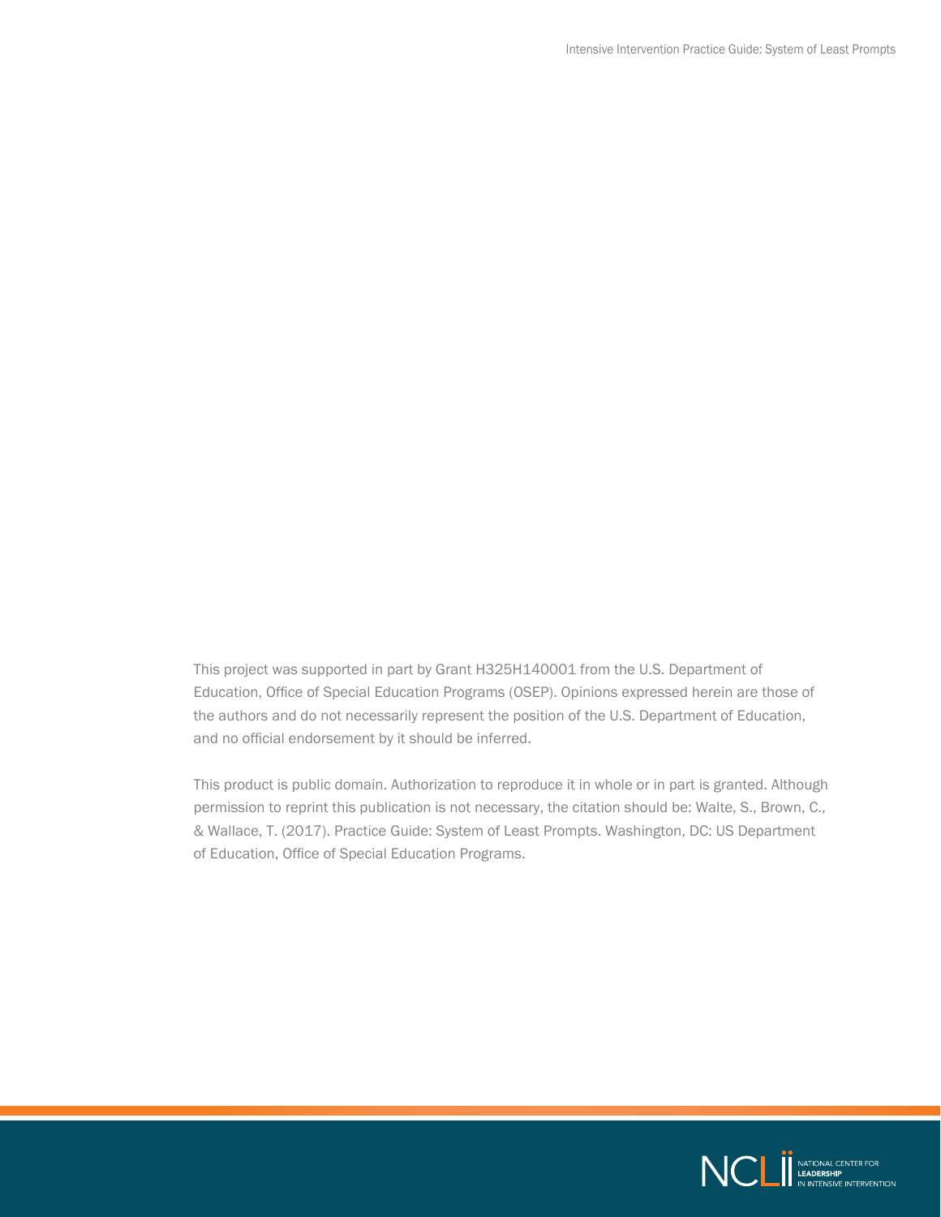This project was supported in part by Grant H325H140001 from the U.S. Department of Education, Office of Special Education Programs (OSEP). Opinions expressed herein are those of the authors and do not necessarily represent the position of the U.S. Department of Education, and no official endorsement by it should be inferred.

This product is public domain. Authorization to reproduce it in whole or in part is granted. Although permission to reprint this publication is not necessary, the citation should be: Walte, S., Brown, C., & Wallace, T. (2017). Practice Guide: System of Least Prompts. Washington, DC: US Department of Education, Office of Special Education Programs.

NCLii NATIONAL CENTER FOR LEADERSHIP IN INTENSIVE INTERVENTION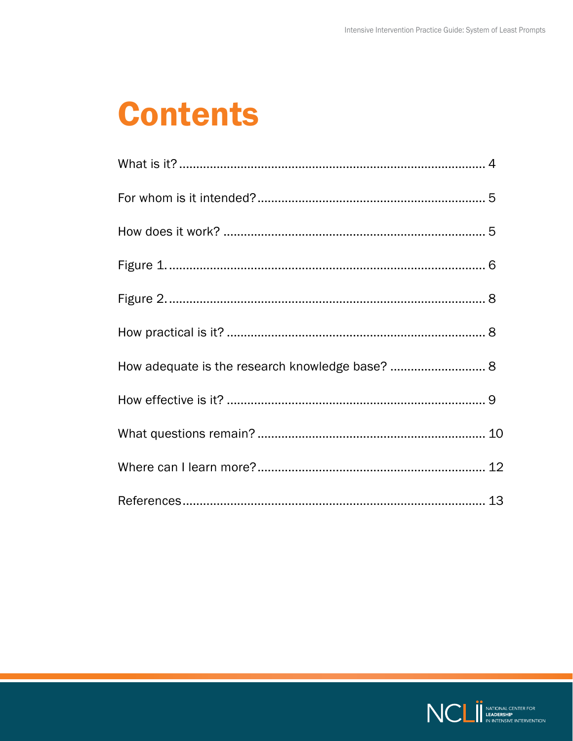# Contents

What is it? .......... 4

For whom is it intended? .......... 5

How does it work? .......... 5

Figure 1. .......... 6

Figure 2. .......... 8

How practical is it? .......... 8

How adequate is the research knowledge base? .......... 8

How effective is it? .......... 9

What questions remain? .......... 10

Where can I learn more? .......... 12

References .......... 13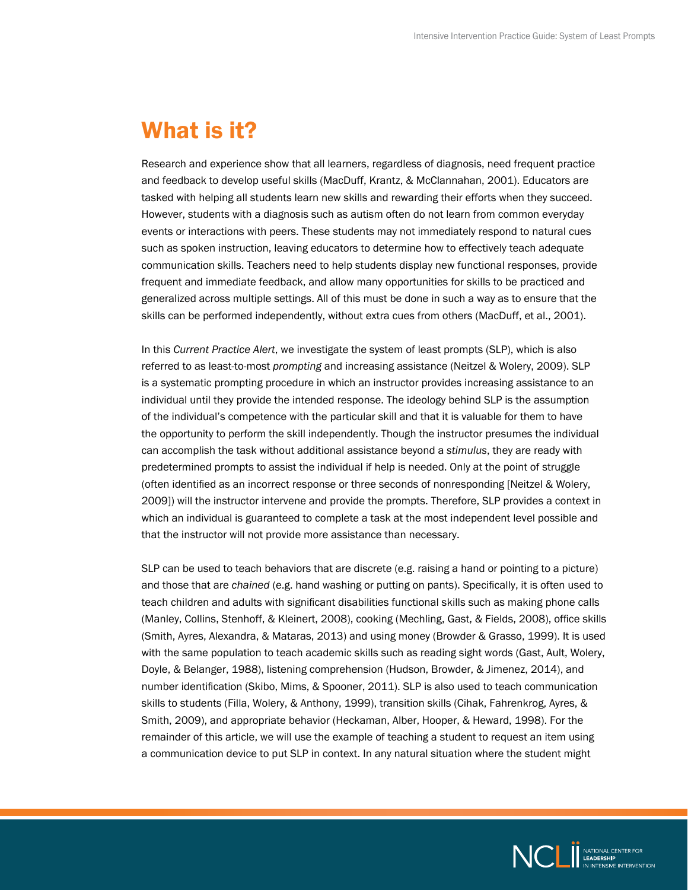# What is it?

Research and experience show that all learners, regardless of diagnosis, need frequent practice and feedback to develop useful skills (MacDuff, Krantz, & McClannahan, 2001). Educators are tasked with helping all students learn new skills and rewarding their efforts when they succeed. However, students with a diagnosis such as autism often do not learn from common everyday events or interactions with peers. These students may not immediately respond to natural cues such as spoken instruction, leaving educators to determine how to effectively teach adequate communication skills. Teachers need to help students display new functional responses, provide frequent and immediate feedback, and allow many opportunities for skills to be practiced and generalized across multiple settings. All of this must be done in such a way as to ensure that the skills can be performed independently, without extra cues from others (MacDuff, et al., 2001).

In this *Current Practice Alert*, we investigate the system of least prompts (SLP), which is also referred to as least-to-most *prompting* and increasing assistance (Neitzel & Wolery, 2009). SLP is a systematic prompting procedure in which an instructor provides increasing assistance to an individual until they provide the intended response. The ideology behind SLP is the assumption of the individual's competence with the particular skill and that it is valuable for them to have the opportunity to perform the skill independently. Though the instructor presumes the individual can accomplish the task without additional assistance beyond a *stimulus*, they are ready with predetermined prompts to assist the individual if help is needed. Only at the point of struggle (often identified as an incorrect response or three seconds of nonresponding [Neitzel & Wolery, 2009]) will the instructor intervene and provide the prompts. Therefore, SLP provides a context in which an individual is guaranteed to complete a task at the most independent level possible and that the instructor will not provide more assistance than necessary.

SLP can be used to teach behaviors that are discrete (e.g. raising a hand or pointing to a picture) and those that are *chained* (e.g. hand washing or putting on pants). Specifically, it is often used to teach children and adults with significant disabilities functional skills such as making phone calls (Manley, Collins, Stenhoff, & Kleinert, 2008), cooking (Mechling, Gast, & Fields, 2008), office skills (Smith, Ayres, Alexandra, & Mataras, 2013) and using money (Browder & Grasso, 1999). It is used with the same population to teach academic skills such as reading sight words (Gast, Ault, Wolery, Doyle, & Belanger, 1988), listening comprehension (Hudson, Browder, & Jimenez, 2014), and number identification (Skibo, Mims, & Spooner, 2011). SLP is also used to teach communication skills to students (Filla, Wolery, & Anthony, 1999), transition skills (Cihak, Fahrenkrog, Ayres, & Smith, 2009), and appropriate behavior (Heckaman, Alber, Hooper, & Heward, 1998). For the remainder of this article, we will use the example of teaching a student to request an item using a communication device to put SLP in context. In any natural situation where the student might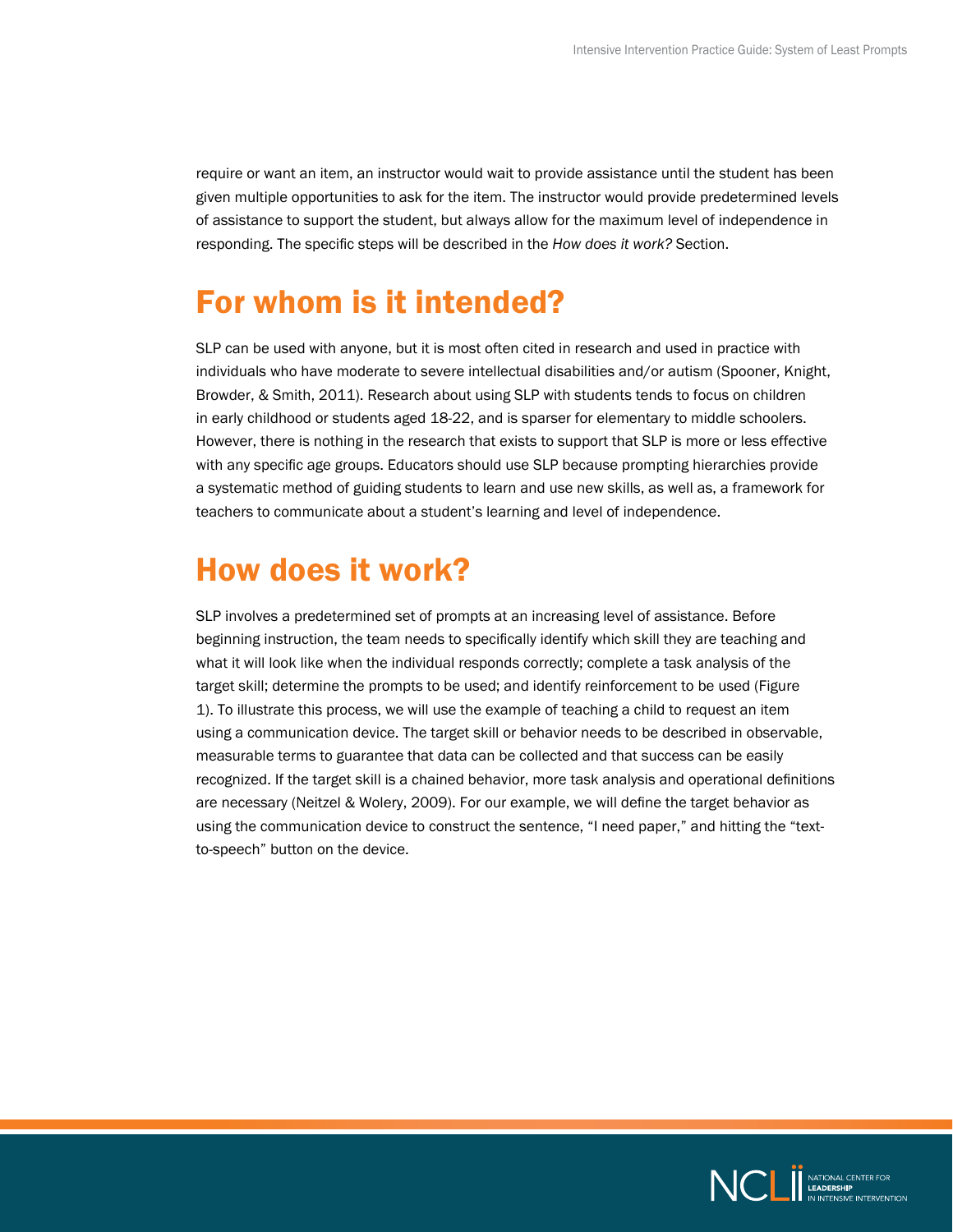require or want an item, an instructor would wait to provide assistance until the student has been given multiple opportunities to ask for the item. The instructor would provide predetermined levels of assistance to support the student, but always allow for the maximum level of independence in responding. The specific steps will be described in the *How does it work?* Section.

## For whom is it intended?

SLP can be used with anyone, but it is most often cited in research and used in practice with individuals who have moderate to severe intellectual disabilities and/or autism (Spooner, Knight, Browder, & Smith, 2011). Research about using SLP with students tends to focus on children in early childhood or students aged 18-22, and is sparser for elementary to middle schoolers. However, there is nothing in the research that exists to support that SLP is more or less effective with any specific age groups. Educators should use SLP because prompting hierarchies provide a systematic method of guiding students to learn and use new skills, as well as, a framework for teachers to communicate about a student's learning and level of independence.

## How does it work?

SLP involves a predetermined set of prompts at an increasing level of assistance. Before beginning instruction, the team needs to specifically identify which skill they are teaching and what it will look like when the individual responds correctly; complete a task analysis of the target skill; determine the prompts to be used; and identify reinforcement to be used (Figure 1). To illustrate this process, we will use the example of teaching a child to request an item using a communication device. The target skill or behavior needs to be described in observable, measurable terms to guarantee that data can be collected and that success can be easily recognized. If the target skill is a chained behavior, more task analysis and operational definitions are necessary (Neitzel & Wolery, 2009). For our example, we will define the target behavior as using the communication device to construct the sentence, "I need paper," and hitting the "text-to-speech" button on the device.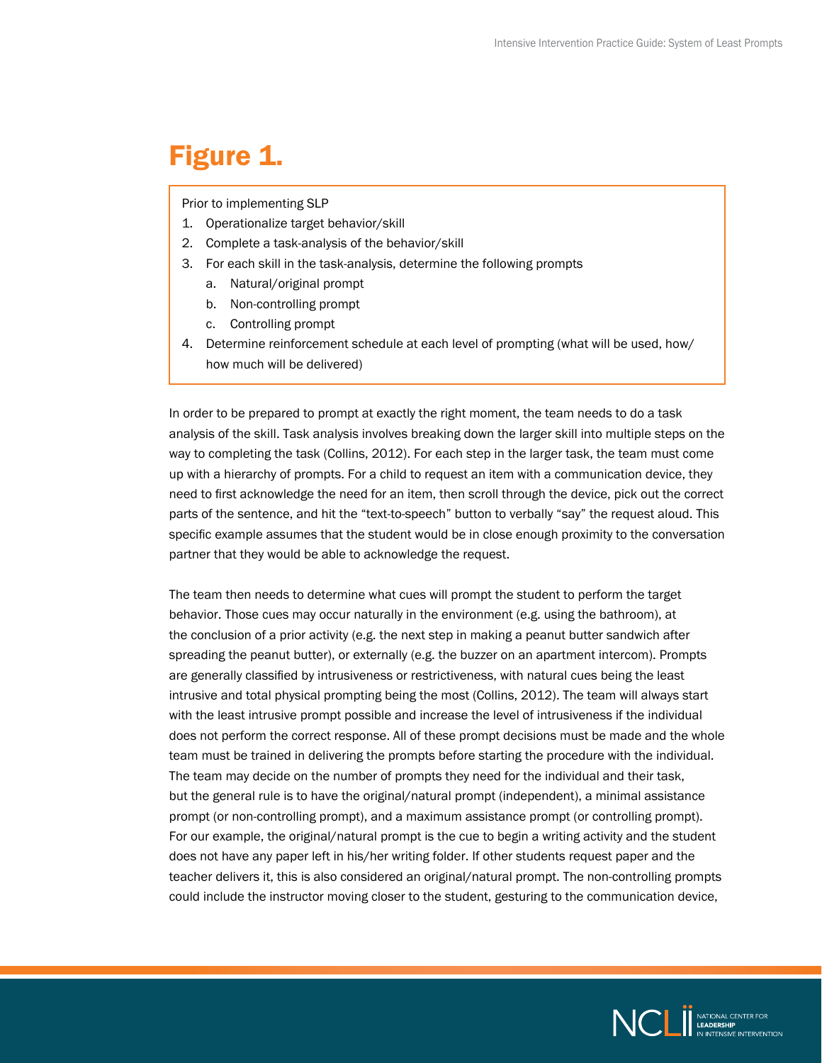# Figure 1.

Prior to implementing SLP

1. Operationalize target behavior/skill
2. Complete a task-analysis of the behavior/skill
3. For each skill in the task-analysis, determine the following prompts
   a. Natural/original prompt
   b. Non-controlling prompt
   c. Controlling prompt
4. Determine reinforcement schedule at each level of prompting (what will be used, how/how much will be delivered)

In order to be prepared to prompt at exactly the right moment, the team needs to do a task analysis of the skill. Task analysis involves breaking down the larger skill into multiple steps on the way to completing the task (Collins, 2012). For each step in the larger task, the team must come up with a hierarchy of prompts. For a child to request an item with a communication device, they need to first acknowledge the need for an item, then scroll through the device, pick out the correct parts of the sentence, and hit the "text-to-speech" button to verbally "say" the request aloud. This specific example assumes that the student would be in close enough proximity to the conversation partner that they would be able to acknowledge the request.

The team then needs to determine what cues will prompt the student to perform the target behavior. Those cues may occur naturally in the environment (e.g. using the bathroom), at the conclusion of a prior activity (e.g. the next step in making a peanut butter sandwich after spreading the peanut butter), or externally (e.g. the buzzer on an apartment intercom). Prompts are generally classified by intrusiveness or restrictiveness, with natural cues being the least intrusive and total physical prompting being the most (Collins, 2012). The team will always start with the least intrusive prompt possible and increase the level of intrusiveness if the individual does not perform the correct response. All of these prompt decisions must be made and the whole team must be trained in delivering the prompts before starting the procedure with the individual. The team may decide on the number of prompts they need for the individual and their task, but the general rule is to have the original/natural prompt (independent), a minimal assistance prompt (or non-controlling prompt), and a maximum assistance prompt (or controlling prompt). For our example, the original/natural prompt is the cue to begin a writing activity and the student does not have any paper left in his/her writing folder. If other students request paper and the teacher delivers it, this is also considered an original/natural prompt. The non-controlling prompts could include the instructor moving closer to the student, gesturing to the communication device,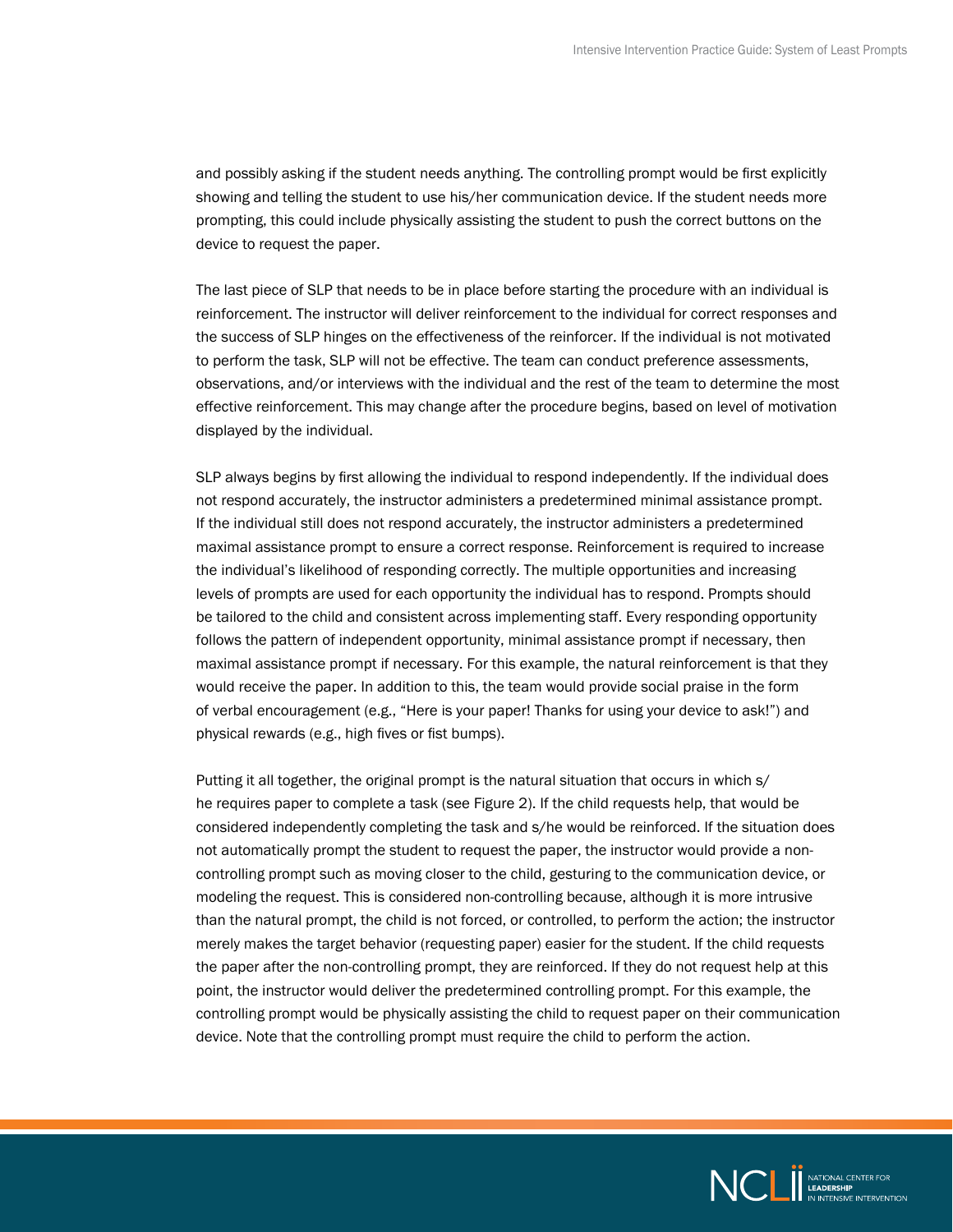and possibly asking if the student needs anything. The controlling prompt would be first explicitly showing and telling the student to use his/her communication device. If the student needs more prompting, this could include physically assisting the student to push the correct buttons on the device to request the paper.

The last piece of SLP that needs to be in place before starting the procedure with an individual is reinforcement. The instructor will deliver reinforcement to the individual for correct responses and the success of SLP hinges on the effectiveness of the reinforcer. If the individual is not motivated to perform the task, SLP will not be effective. The team can conduct preference assessments, observations, and/or interviews with the individual and the rest of the team to determine the most effective reinforcement. This may change after the procedure begins, based on level of motivation displayed by the individual.

SLP always begins by first allowing the individual to respond independently. If the individual does not respond accurately, the instructor administers a predetermined minimal assistance prompt. If the individual still does not respond accurately, the instructor administers a predetermined maximal assistance prompt to ensure a correct response. Reinforcement is required to increase the individual's likelihood of responding correctly. The multiple opportunities and increasing levels of prompts are used for each opportunity the individual has to respond. Prompts should be tailored to the child and consistent across implementing staff. Every responding opportunity follows the pattern of independent opportunity, minimal assistance prompt if necessary, then maximal assistance prompt if necessary. For this example, the natural reinforcement is that they would receive the paper. In addition to this, the team would provide social praise in the form of verbal encouragement (e.g., "Here is your paper! Thanks for using your device to ask!") and physical rewards (e.g., high fives or fist bumps).

Putting it all together, the original prompt is the natural situation that occurs in which s/he requires paper to complete a task (see Figure 2). If the child requests help, that would be considered independently completing the task and s/he would be reinforced. If the situation does not automatically prompt the student to request the paper, the instructor would provide a non-controlling prompt such as moving closer to the child, gesturing to the communication device, or modeling the request. This is considered non-controlling because, although it is more intrusive than the natural prompt, the child is not forced, or controlled, to perform the action; the instructor merely makes the target behavior (requesting paper) easier for the student. If the child requests the paper after the non-controlling prompt, they are reinforced. If they do not request help at this point, the instructor would deliver the predetermined controlling prompt. For this example, the controlling prompt would be physically assisting the child to request paper on their communication device. Note that the controlling prompt must require the child to perform the action.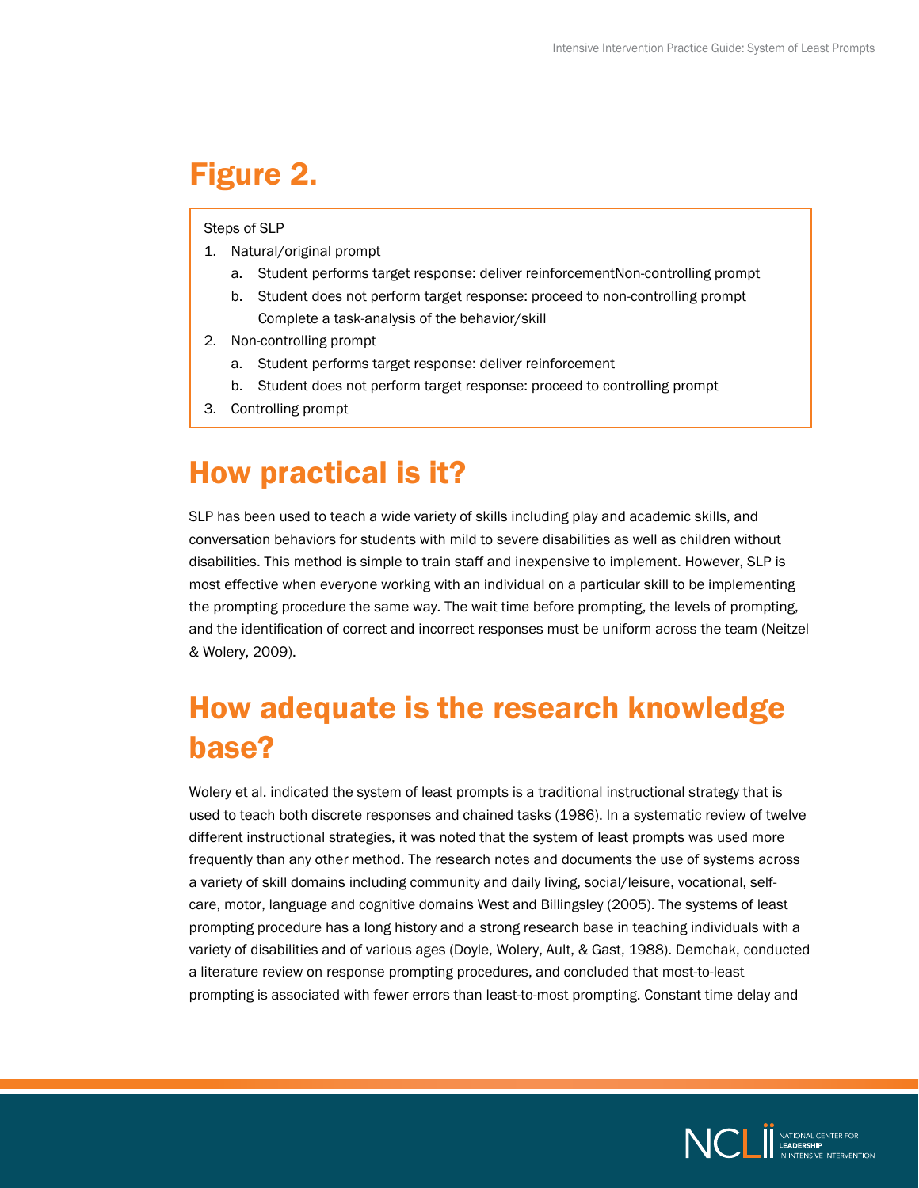## Figure 2.

Steps of SLP

1. Natural/original prompt
    a. Student performs target response: deliver reinforcementNon-controlling prompt
    b. Student does not perform target response: proceed to non-controlling prompt Complete a task-analysis of the behavior/skill
2. Non-controlling prompt
    a. Student performs target response: deliver reinforcement
    b. Student does not perform target response: proceed to controlling prompt
3. Controlling prompt

# How practical is it?

SLP has been used to teach a wide variety of skills including play and academic skills, and conversation behaviors for students with mild to severe disabilities as well as children without disabilities. This method is simple to train staff and inexpensive to implement. However, SLP is most effective when everyone working with an individual on a particular skill to be implementing the prompting procedure the same way. The wait time before prompting, the levels of prompting, and the identification of correct and incorrect responses must be uniform across the team (Neitzel & Wolery, 2009).

# How adequate is the research knowledge base?

Wolery et al. indicated the system of least prompts is a traditional instructional strategy that is used to teach both discrete responses and chained tasks (1986). In a systematic review of twelve different instructional strategies, it was noted that the system of least prompts was used more frequently than any other method. The research notes and documents the use of systems across a variety of skill domains including community and daily living, social/leisure, vocational, self-care, motor, language and cognitive domains West and Billingsley (2005). The systems of least prompting procedure has a long history and a strong research base in teaching individuals with a variety of disabilities and of various ages (Doyle, Wolery, Ault, & Gast, 1988). Demchak, conducted a literature review on response prompting procedures, and concluded that most-to-least prompting is associated with fewer errors than least-to-most prompting. Constant time delay and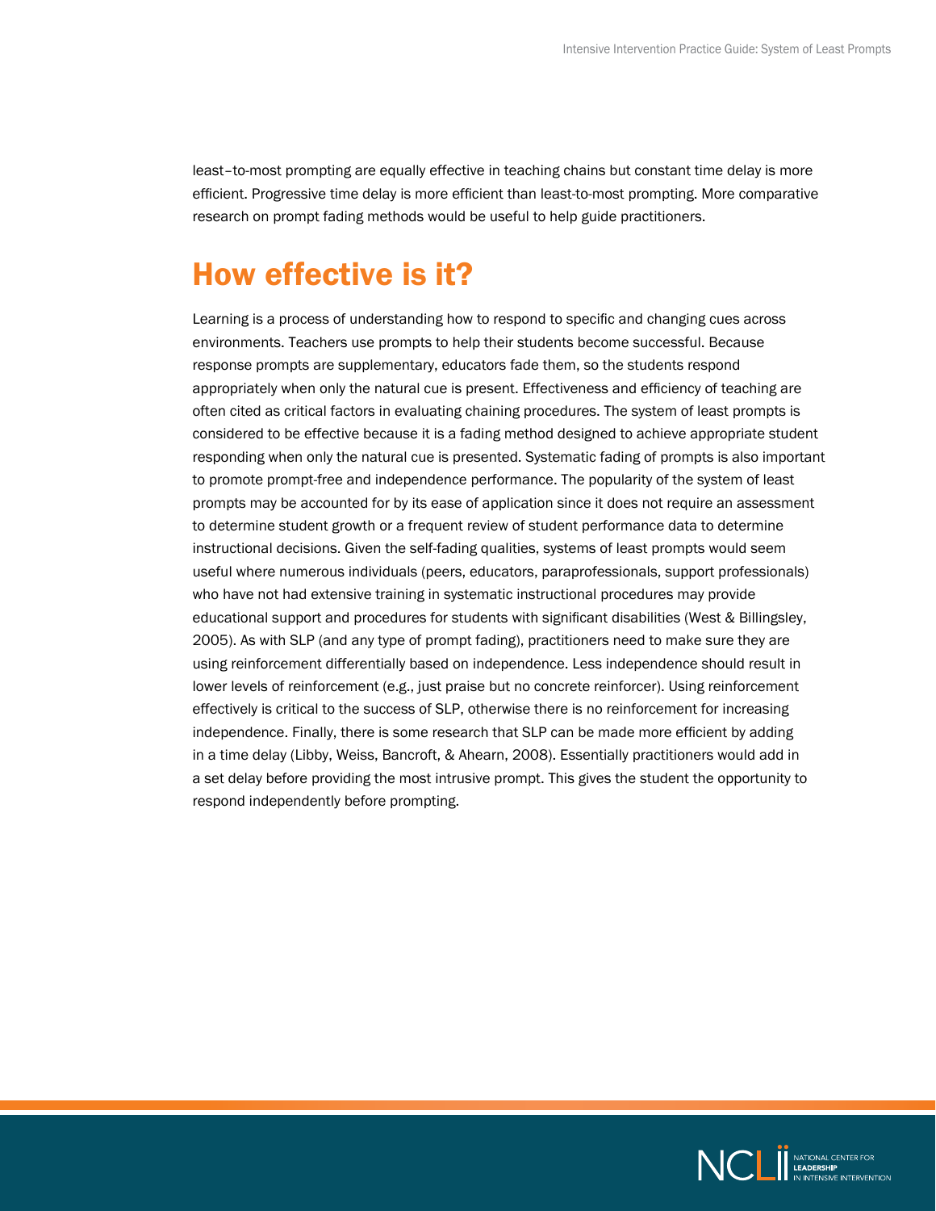least–to-most prompting are equally effective in teaching chains but constant time delay is more efficient. Progressive time delay is more efficient than least-to-most prompting. More comparative research on prompt fading methods would be useful to help guide practitioners.

## How effective is it?

Learning is a process of understanding how to respond to specific and changing cues across environments. Teachers use prompts to help their students become successful. Because response prompts are supplementary, educators fade them, so the students respond appropriately when only the natural cue is present. Effectiveness and efficiency of teaching are often cited as critical factors in evaluating chaining procedures. The system of least prompts is considered to be effective because it is a fading method designed to achieve appropriate student responding when only the natural cue is presented. Systematic fading of prompts is also important to promote prompt-free and independence performance. The popularity of the system of least prompts may be accounted for by its ease of application since it does not require an assessment to determine student growth or a frequent review of student performance data to determine instructional decisions. Given the self-fading qualities, systems of least prompts would seem useful where numerous individuals (peers, educators, paraprofessionals, support professionals) who have not had extensive training in systematic instructional procedures may provide educational support and procedures for students with significant disabilities (West & Billingsley, 2005). As with SLP (and any type of prompt fading), practitioners need to make sure they are using reinforcement differentially based on independence. Less independence should result in lower levels of reinforcement (e.g., just praise but no concrete reinforcer). Using reinforcement effectively is critical to the success of SLP, otherwise there is no reinforcement for increasing independence. Finally, there is some research that SLP can be made more efficient by adding in a time delay (Libby, Weiss, Bancroft, & Ahearn, 2008). Essentially practitioners would add in a set delay before providing the most intrusive prompt. This gives the student the opportunity to respond independently before prompting.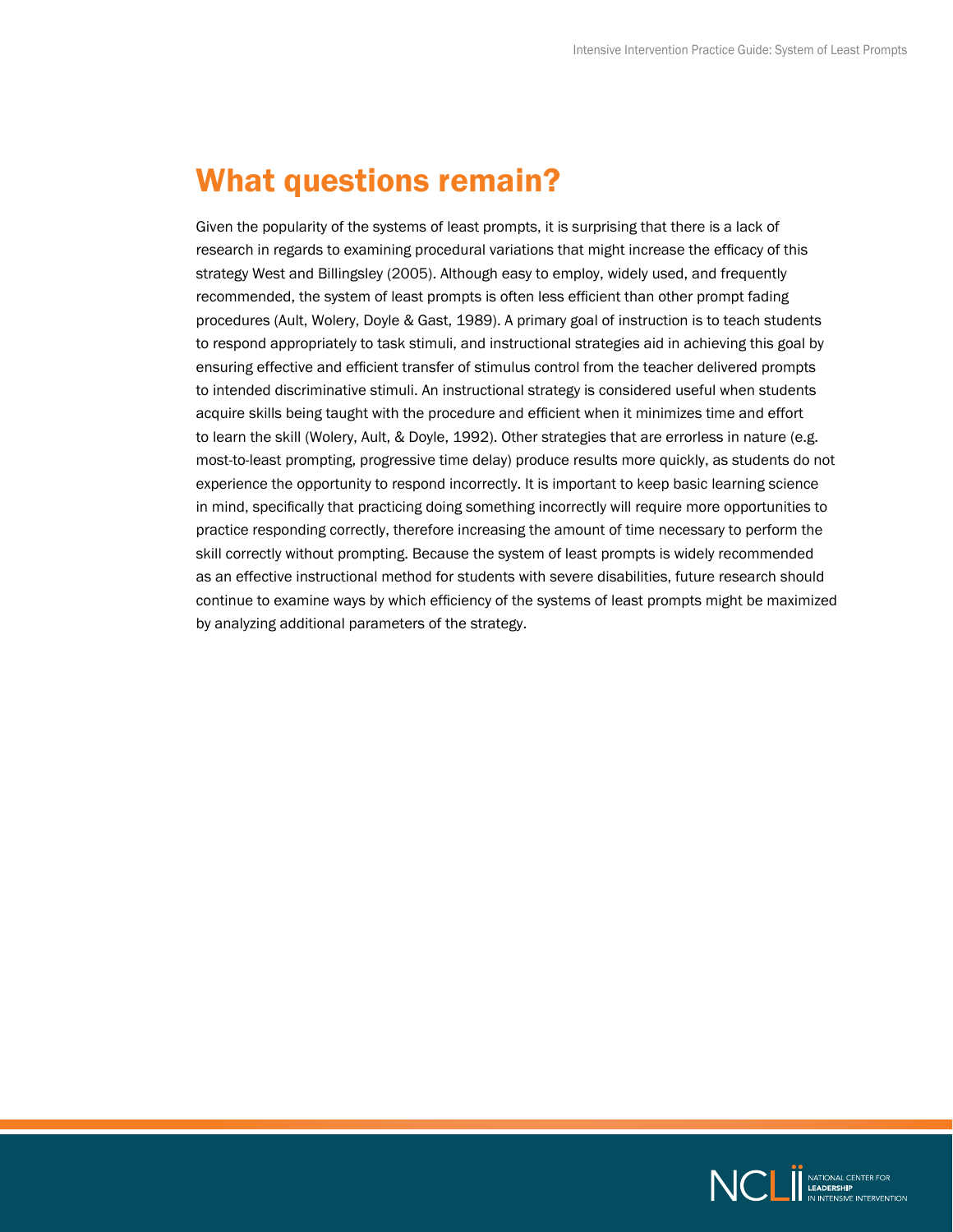# What questions remain?

Given the popularity of the systems of least prompts, it is surprising that there is a lack of research in regards to examining procedural variations that might increase the efficacy of this strategy West and Billingsley (2005). Although easy to employ, widely used, and frequently recommended, the system of least prompts is often less efficient than other prompt fading procedures (Ault, Wolery, Doyle & Gast, 1989). A primary goal of instruction is to teach students to respond appropriately to task stimuli, and instructional strategies aid in achieving this goal by ensuring effective and efficient transfer of stimulus control from the teacher delivered prompts to intended discriminative stimuli. An instructional strategy is considered useful when students acquire skills being taught with the procedure and efficient when it minimizes time and effort to learn the skill (Wolery, Ault, & Doyle, 1992). Other strategies that are errorless in nature (e.g. most-to-least prompting, progressive time delay) produce results more quickly, as students do not experience the opportunity to respond incorrectly. It is important to keep basic learning science in mind, specifically that practicing doing something incorrectly will require more opportunities to practice responding correctly, therefore increasing the amount of time necessary to perform the skill correctly without prompting. Because the system of least prompts is widely recommended as an effective instructional method for students with severe disabilities, future research should continue to examine ways by which efficiency of the systems of least prompts might be maximized by analyzing additional parameters of the strategy.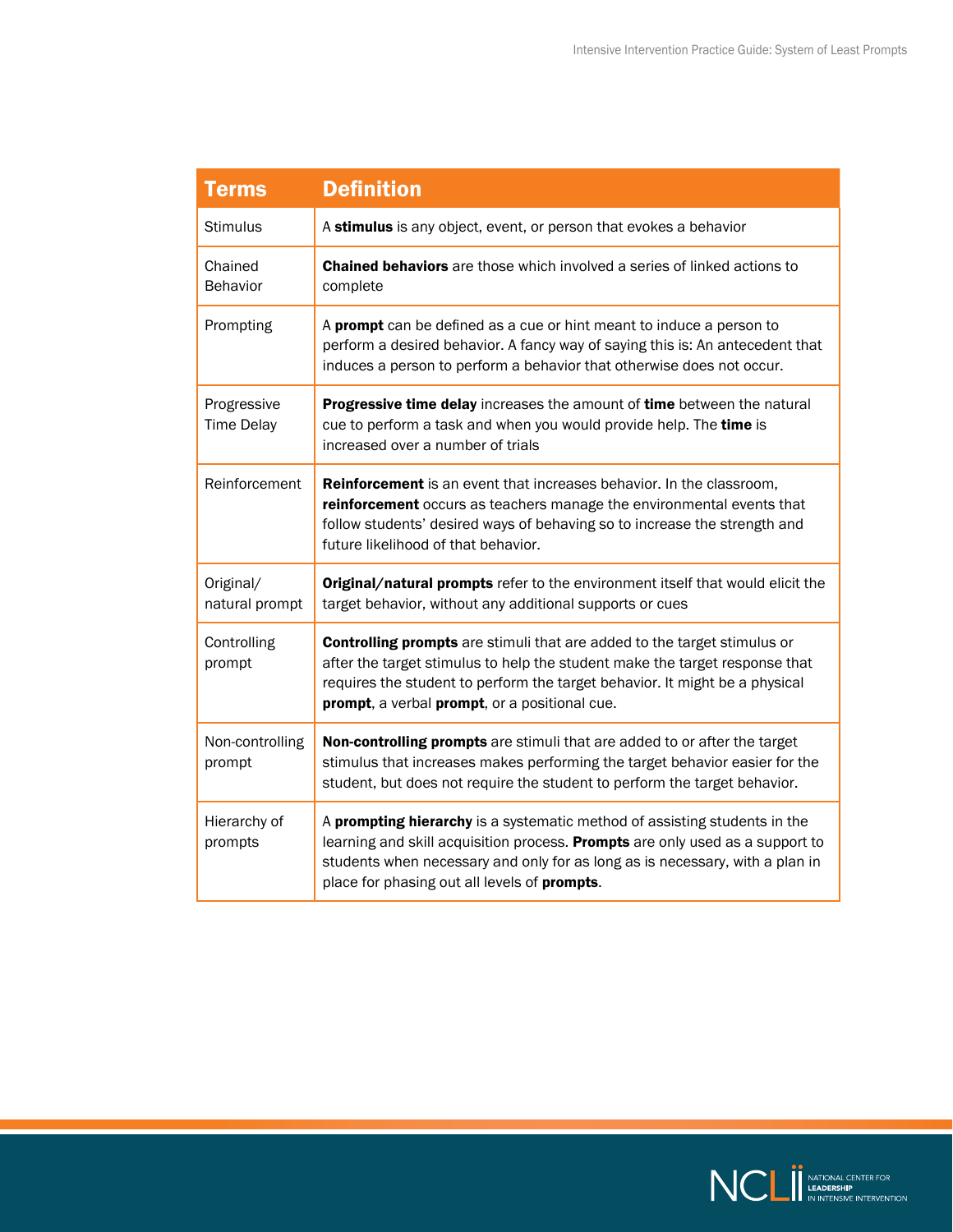| Terms | Definition |
|---|---|
| Stimulus | A **stimulus** is any object, event, or person that evokes a behavior |
| Chained Behavior | **Chained behaviors** are those which involved a series of linked actions to complete |
| Prompting | A **prompt** can be defined as a cue or hint meant to induce a person to perform a desired behavior. A fancy way of saying this is: An antecedent that induces a person to perform a behavior that otherwise does not occur. |
| Progressive Time Delay | **Progressive time delay** increases the amount of **time** between the natural cue to perform a task and when you would provide help. The **time** is increased over a number of trials |
| Reinforcement | **Reinforcement** is an event that increases behavior. In the classroom, **reinforcement** occurs as teachers manage the environmental events that follow students' desired ways of behaving so to increase the strength and future likelihood of that behavior. |
| Original/ natural prompt | **Original/natural prompts** refer to the environment itself that would elicit the target behavior, without any additional supports or cues |
| Controlling prompt | **Controlling prompts** are stimuli that are added to the target stimulus or after the target stimulus to help the student make the target response that requires the student to perform the target behavior. It might be a physical **prompt**, a verbal **prompt**, or a positional cue. |
| Non-controlling prompt | **Non-controlling prompts** are stimuli that are added to or after the target stimulus that increases makes performing the target behavior easier for the student, but does not require the student to perform the target behavior. |
| Hierarchy of prompts | A **prompting hierarchy** is a systematic method of assisting students in the learning and skill acquisition process. **Prompts** are only used as a support to students when necessary and only for as long as is necessary, with a plan in place for phasing out all levels of **prompts**. |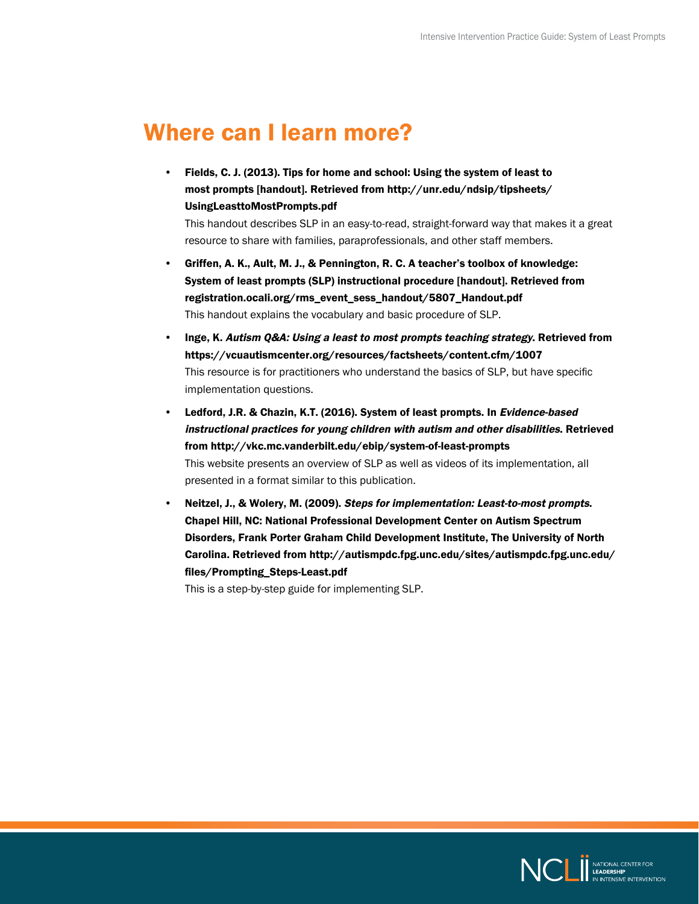# Where can I learn more?

- **Fields, C. J. (2013). Tips for home and school: Using the system of least to most prompts [handout]. Retrieved from http://unr.edu/ndsip/tipsheets/UsingLeasttoMostPrompts.pdf**

  This handout describes SLP in an easy-to-read, straight-forward way that makes it a great resource to share with families, paraprofessionals, and other staff members.

- **Griffen, A. K., Ault, M. J., & Pennington, R. C. A teacher's toolbox of knowledge: System of least prompts (SLP) instructional procedure [handout]. Retrieved from registration.ocali.org/rms_event_sess_handout/5807_Handout.pdf**

  This handout explains the vocabulary and basic procedure of SLP.

- **Inge, K. *Autism Q&A: Using a least to most prompts teaching strategy*. Retrieved from https://vcuautismcenter.org/resources/factsheets/content.cfm/1007**

  This resource is for practitioners who understand the basics of SLP, but have specific implementation questions.

- **Ledford, J.R. & Chazin, K.T. (2016). System of least prompts. In *Evidence-based instructional practices for young children with autism and other disabilities*. Retrieved from http://vkc.mc.vanderbilt.edu/ebip/system-of-least-prompts**

  This website presents an overview of SLP as well as videos of its implementation, all presented in a format similar to this publication.

- **Neitzel, J., & Wolery, M. (2009). *Steps for implementation: Least-to-most prompts*. Chapel Hill, NC: National Professional Development Center on Autism Spectrum Disorders, Frank Porter Graham Child Development Institute, The University of North Carolina. Retrieved from http://autismpdc.fpg.unc.edu/sites/autismpdc.fpg.unc.edu/files/Prompting_Steps-Least.pdf**

  This is a step-by-step guide for implementing SLP.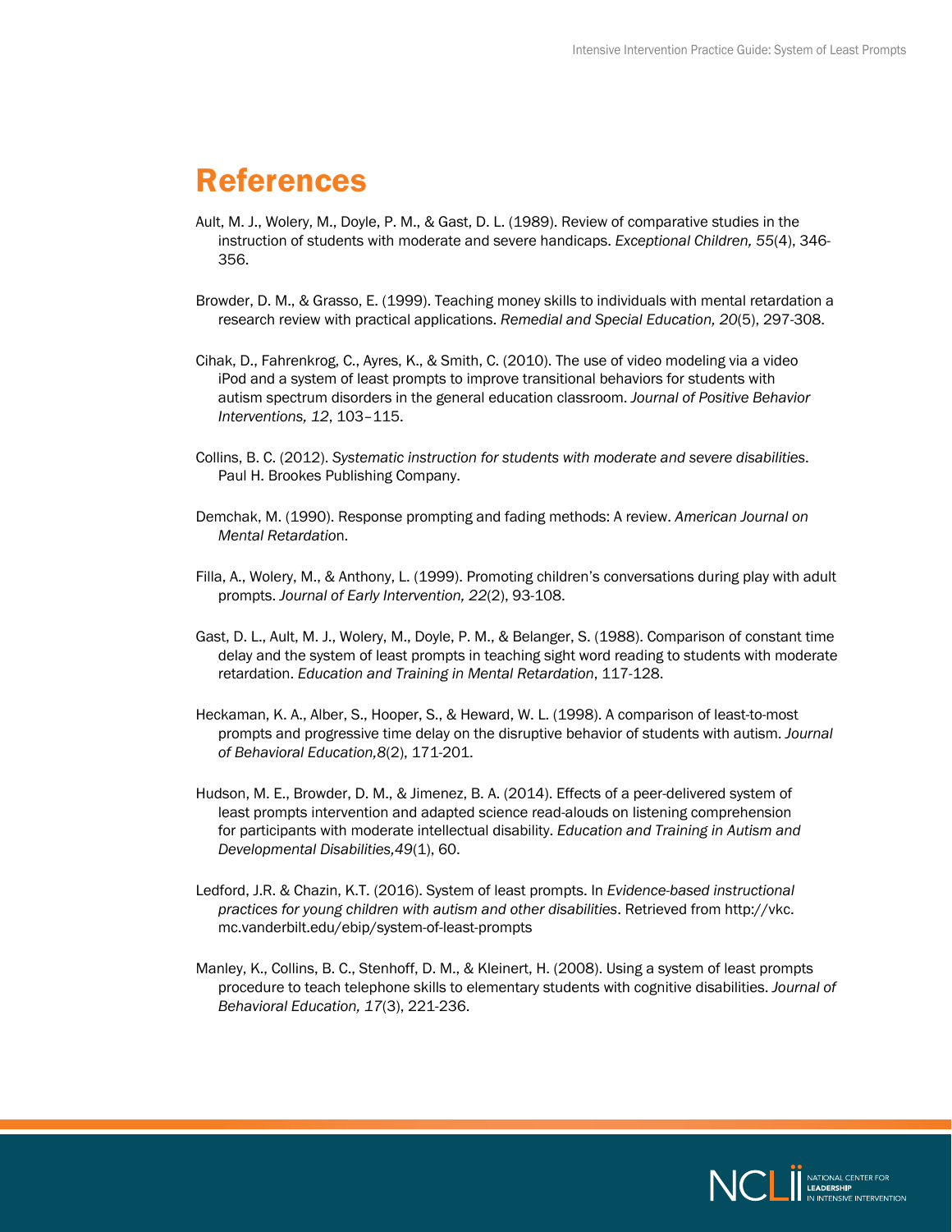# References

Ault, M. J., Wolery, M., Doyle, P. M., & Gast, D. L. (1989). Review of comparative studies in the instruction of students with moderate and severe handicaps. *Exceptional Children, 55*(4), 346-356.

Browder, D. M., & Grasso, E. (1999). Teaching money skills to individuals with mental retardation a research review with practical applications. *Remedial and Special Education, 20*(5), 297-308.

Cihak, D., Fahrenkrog, C., Ayres, K., & Smith, C. (2010). The use of video modeling via a video iPod and a system of least prompts to improve transitional behaviors for students with autism spectrum disorders in the general education classroom. *Journal of Positive Behavior Interventions, 12*, 103–115.

Collins, B. C. (2012). *Systematic instruction for students with moderate and severe disabilities*. Paul H. Brookes Publishing Company.

Demchak, M. (1990). Response prompting and fading methods: A review. *American Journal on Mental Retardatio*n.

Filla, A., Wolery, M., & Anthony, L. (1999). Promoting children's conversations during play with adult prompts. *Journal of Early Intervention, 22*(2), 93-108.

Gast, D. L., Ault, M. J., Wolery, M., Doyle, P. M., & Belanger, S. (1988). Comparison of constant time delay and the system of least prompts in teaching sight word reading to students with moderate retardation. *Education and Training in Mental Retardation*, 117-128.

Heckaman, K. A., Alber, S., Hooper, S., & Heward, W. L. (1998). A comparison of least-to-most prompts and progressive time delay on the disruptive behavior of students with autism. *Journal of Behavioral Education,8*(2), 171-201.

Hudson, M. E., Browder, D. M., & Jimenez, B. A. (2014). Effects of a peer-delivered system of least prompts intervention and adapted science read-alouds on listening comprehension for participants with moderate intellectual disability. *Education and Training in Autism and Developmental Disabilities,49*(1), 60.

Ledford, J.R. & Chazin, K.T. (2016). System of least prompts. In *Evidence-based instructional practices for young children with autism and other disabilities*. Retrieved from http://vkc.mc.vanderbilt.edu/ebip/system-of-least-prompts

Manley, K., Collins, B. C., Stenhoff, D. M., & Kleinert, H. (2008). Using a system of least prompts procedure to teach telephone skills to elementary students with cognitive disabilities. *Journal of Behavioral Education, 17*(3), 221-236.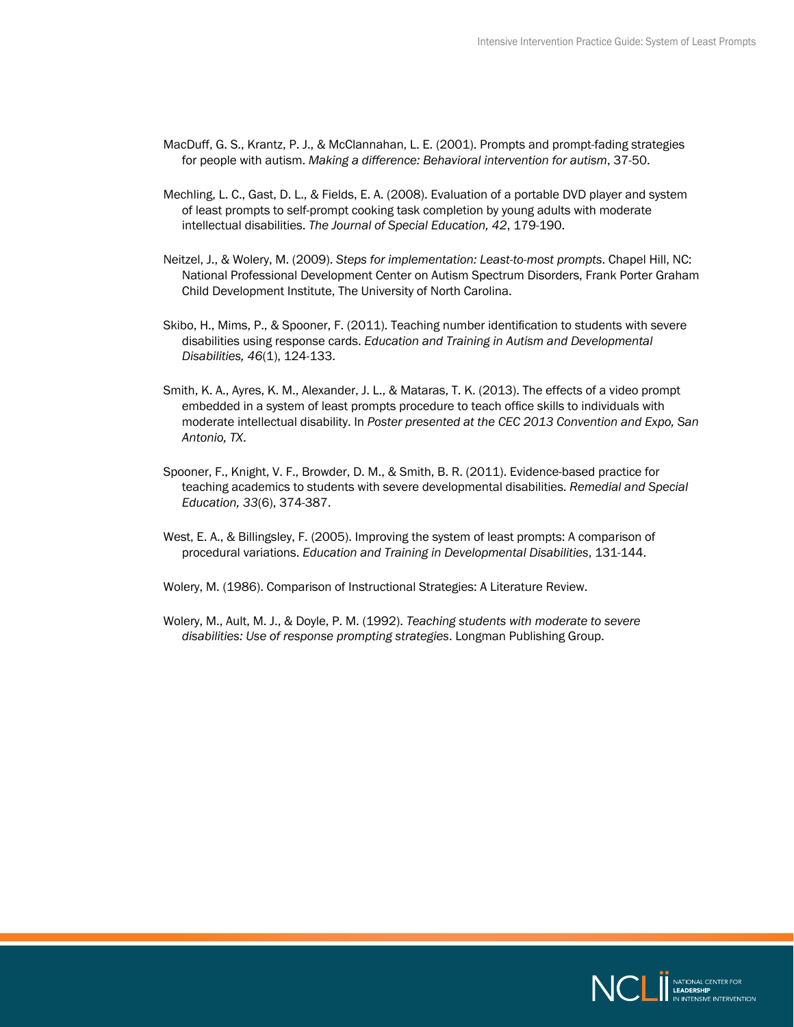MacDuff, G. S., Krantz, P. J., & McClannahan, L. E. (2001). Prompts and prompt-fading strategies for people with autism. *Making a difference: Behavioral intervention for autism*, 37-50.

Mechling, L. C., Gast, D. L., & Fields, E. A. (2008). Evaluation of a portable DVD player and system of least prompts to self-prompt cooking task completion by young adults with moderate intellectual disabilities. *The Journal of Special Education, 42*, 179-190.

Neitzel, J., & Wolery, M. (2009). *Steps for implementation: Least-to-most prompts*. Chapel Hill, NC: National Professional Development Center on Autism Spectrum Disorders, Frank Porter Graham Child Development Institute, The University of North Carolina.

Skibo, H., Mims, P., & Spooner, F. (2011). Teaching number identification to students with severe disabilities using response cards. *Education and Training in Autism and Developmental Disabilities, 46*(1), 124-133.

Smith, K. A., Ayres, K. M., Alexander, J. L., & Mataras, T. K. (2013). The effects of a video prompt embedded in a system of least prompts procedure to teach office skills to individuals with moderate intellectual disability. In *Poster presented at the CEC 2013 Convention and Expo, San Antonio, TX*.

Spooner, F., Knight, V. F., Browder, D. M., & Smith, B. R. (2011). Evidence-based practice for teaching academics to students with severe developmental disabilities. *Remedial and Special Education, 33*(6), 374-387.

West, E. A., & Billingsley, F. (2005). Improving the system of least prompts: A comparison of procedural variations. *Education and Training in Developmental Disabilities*, 131-144.

Wolery, M. (1986). Comparison of Instructional Strategies: A Literature Review.

Wolery, M., Ault, M. J., & Doyle, P. M. (1992). *Teaching students with moderate to severe disabilities: Use of response prompting strategies*. Longman Publishing Group.